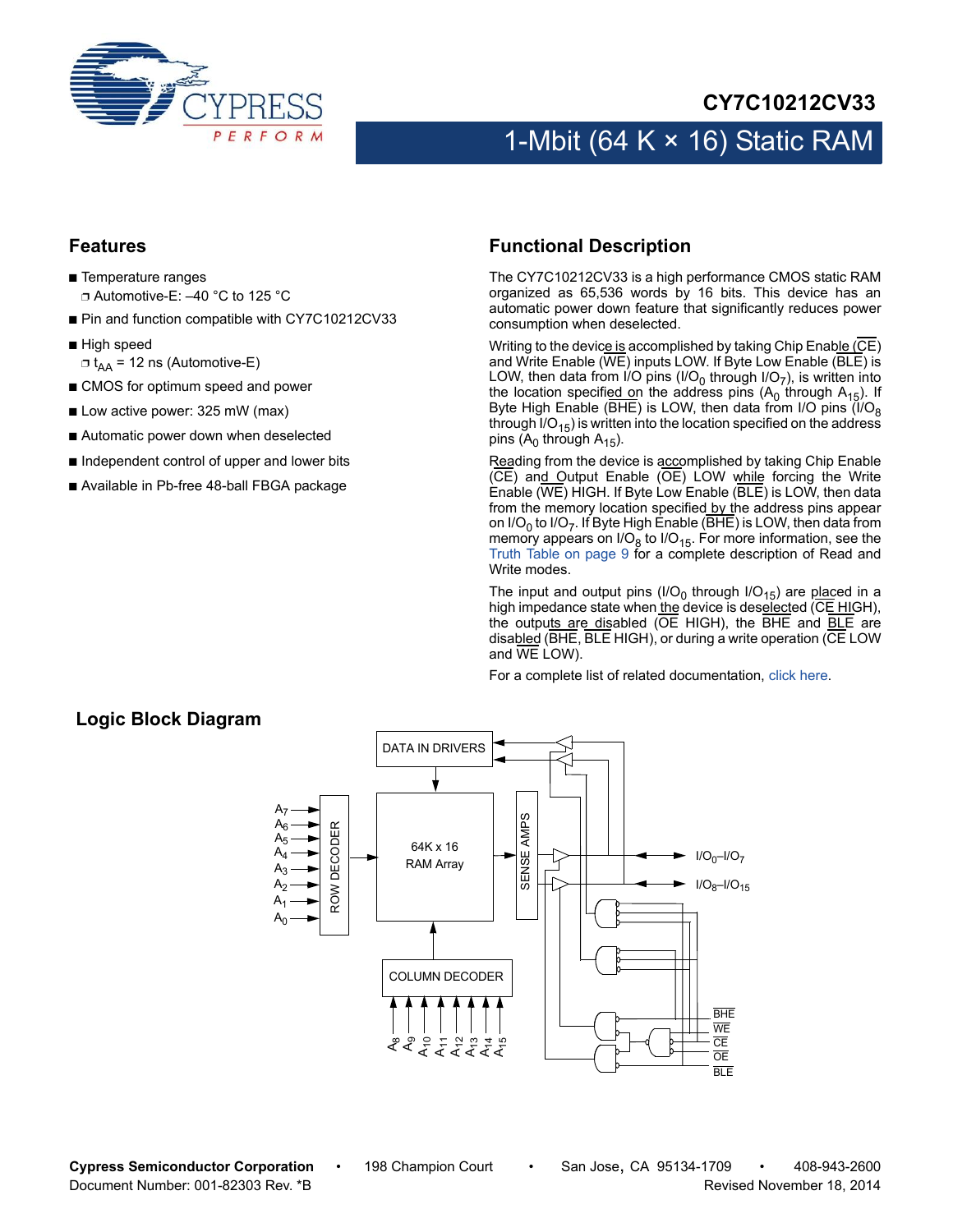# CY7C10212CV33

## 1-Mbit (64 K × 16) Static RAM

## Features

- Temperature ranges
  - Automotive-E: –40 °C to 125 °C
- Pin and function compatible with CY7C10212CV33
- High speed
  - $t_{AA}$ = 12 ns (Automotive-E)
- CMOS for optimum speed and power
- Low active power: 325 mW (max)
- Automatic power down when deselected
- Independent control of upper and lower bits
- Available in Pb-free 48-ball FBGA package

## Functional Description

The CY7C10212CV33 is a high performance CMOS static RAM organized as 65,536 words by 16 bits. This device has an automatic power down feature that significantly reduces power consumption when deselected.

Writing to the device is accomplished by taking Chip Enable ($\overline{CE}$) and Write Enable ($\overline{WE}$) inputs LOW. If Byte Low Enable ($\overline{BLE}$) is LOW, then data from I/O pins ($I/O_0$ through $I/O_7$), is written into the location specified on the address pins ($A_0$ through $A_{15}$). If Byte High Enable ($\overline{BHE}$) is LOW, then data from I/O pins ($I/O_8$ through $I/O_{15}$) is written into the location specified on the address pins ($A_0$ through $A_{15}$).

Reading from the device is accomplished by taking Chip Enable ($\overline{CE}$) and Output Enable ($\overline{OE}$) LOW while forcing the Write Enable ($\overline{WE}$) HIGH. If Byte Low Enable ($\overline{BLE}$) is LOW, then data from the memory location specified by the address pins appear on $I/O_0$ to $I/O_7$. If Byte High Enable ($\overline{BHE}$) is LOW, then data from memory appears on $I/O_8$ to $I/O_{15}$. For more information, see the Truth Table on page 9 for a complete description of Read and Write modes.

The input and output pins ($I/O_0$ through $I/O_{15}$) are placed in a high impedance state when the device is deselected ($\overline{CE}$ HIGH), the outputs are disabled ($\overline{OE}$ HIGH), the $\overline{BHE}$ and $\overline{BLE}$ are disabled ($\overline{BHE}$, $\overline{BLE}$ HIGH), or during a write operation ($\overline{CE}$ LOW and $\overline{WE}$ LOW).

For a complete list of related documentation, click here.

## Logic Block Diagram

DATA IN DRIVERS

$A_7$, $A_6$, $A_5$, $A_4$, $A_3$, $A_2$, $A_1$, $A_0$ — ROW DECODER — 64K x 16 RAM Array — SENSE AMPS — $I/O_0$–$I/O_7$, $I/O_8$–$I/O_{15}$

COLUMN DECODER — $A_8$, $A_9$, $A_{10}$, $A_{11}$, $A_{12}$, $A_{13}$, $A_{14}$, $A_{15}$

$\overline{BHE}$, $\overline{WE}$, $\overline{CE}$, $\overline{OE}$, $\overline{BLE}$

Cypress Semiconductor Corporation • 198 Champion Court • San Jose, CA 95134-1709 • 408-943-2600
Document Number: 001-82303 Rev. *B Revised November 18, 2014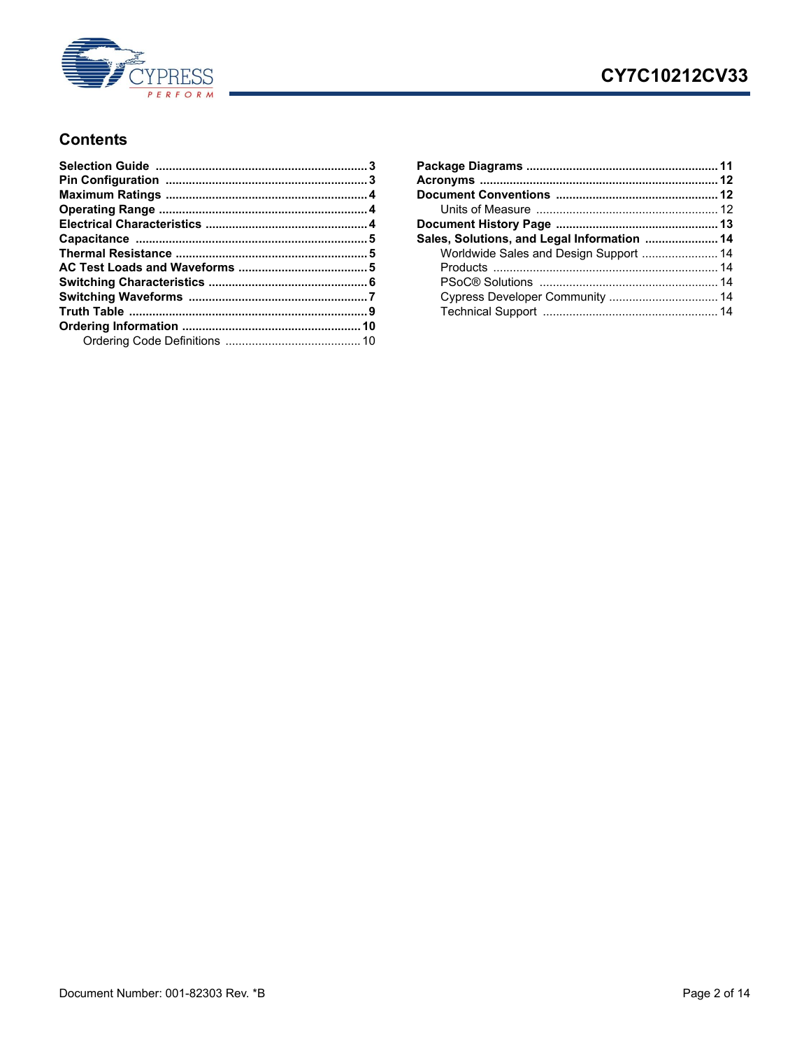## Contents

- **Selection Guide** ...... 3
- **Pin Configuration** ...... 3
- **Maximum Ratings** ...... 4
- **Operating Range** ...... 4
- **Electrical Characteristics** ...... 4
- **Capacitance** ...... 5
- **Thermal Resistance** ...... 5
- **AC Test Loads and Waveforms** ...... 5
- **Switching Characteristics** ...... 6
- **Switching Waveforms** ...... 7
- **Truth Table** ...... 9
- **Ordering Information** ...... 10
  - Ordering Code Definitions ...... 10
- **Package Diagrams** ...... 11
- **Acronyms** ...... 12
- **Document Conventions** ...... 12
  - Units of Measure ...... 12
- **Document History Page** ...... 13
- **Sales, Solutions, and Legal Information** ...... 14
  - Worldwide Sales and Design Support ...... 14
  - Products ...... 14
  - PSoC® Solutions ...... 14
  - Cypress Developer Community ...... 14
  - Technical Support ...... 14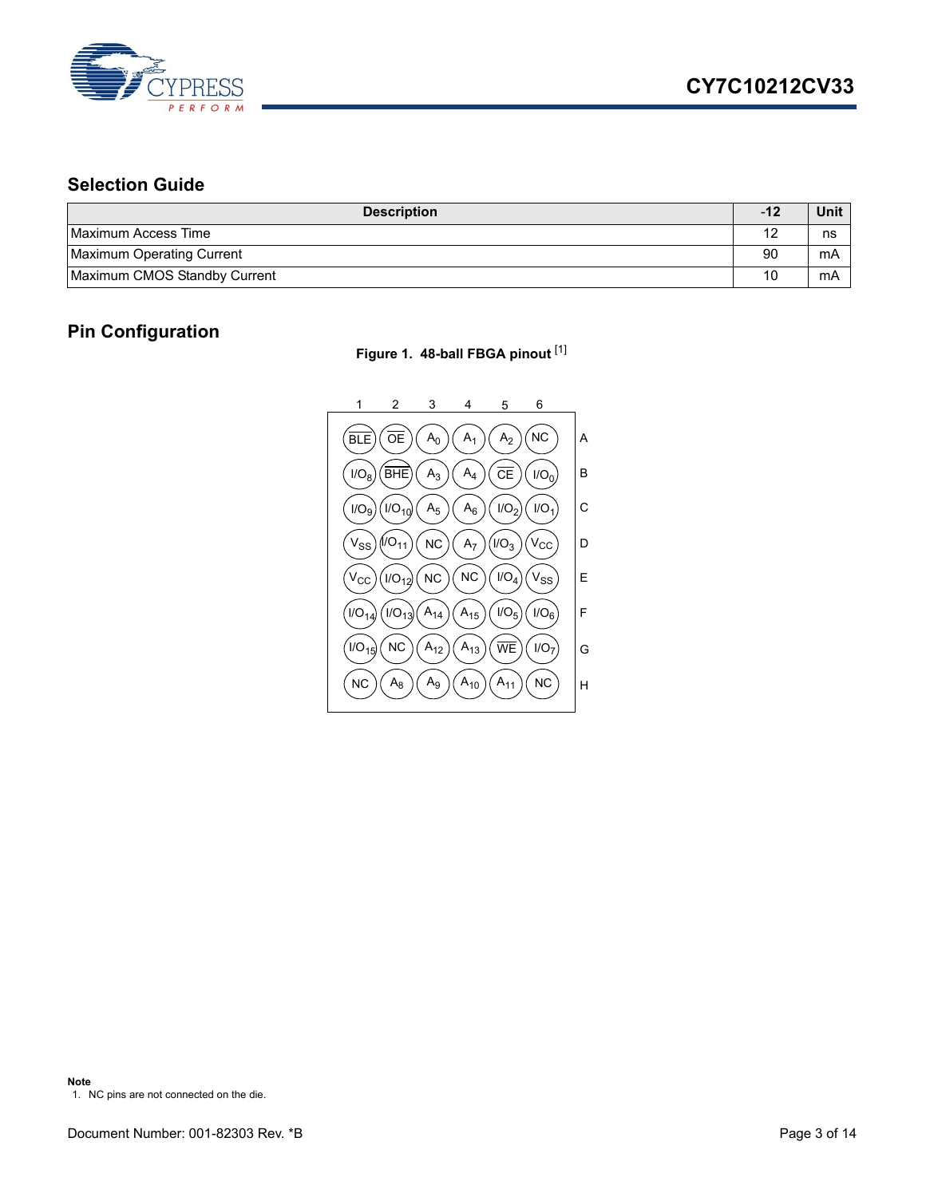## Selection Guide

| Description | -12 | Unit |
|---|---|---|
| Maximum Access Time | 12 | ns |
| Maximum Operating Current | 90 | mA |
| Maximum CMOS Standby Current | 10 | mA |

## Pin Configuration

**Figure 1. 48-ball FBGA pinout** [1]

| | 1 | 2 | 3 | 4 | 5 | 6 |
|---|---|---|---|---|---|---|
| A | $\overline{BLE}$ | $\overline{OE}$ | $A_0$ | $A_1$ | $A_2$ | NC |
| B | $I/O_8$ | $\overline{BHE}$ | $A_3$ | $A_4$ | $\overline{CE}$ | $I/O_0$ |
| C | $I/O_9$ | $I/O_{10}$ | $A_5$ | $A_6$ | $I/O_2$ | $I/O_1$ |
| D | $V_{SS}$ | $I/O_{11}$ | NC | $A_7$ | $I/O_3$ | $V_{CC}$ |
| E | $V_{CC}$ | $I/O_{12}$ | NC | NC | $I/O_4$ | $V_{SS}$ |
| F | $I/O_{14}$ | $I/O_{13}$ | $A_{14}$ | $A_{15}$ | $I/O_5$ | $I/O_6$ |
| G | $I/O_{15}$ | NC | $A_{12}$ | $A_{13}$ | $\overline{WE}$ | $I/O_7$ |
| H | NC | $A_8$ | $A_9$ | $A_{10}$ | $A_{11}$ | NC |

**Note**
1. NC pins are not connected on the die.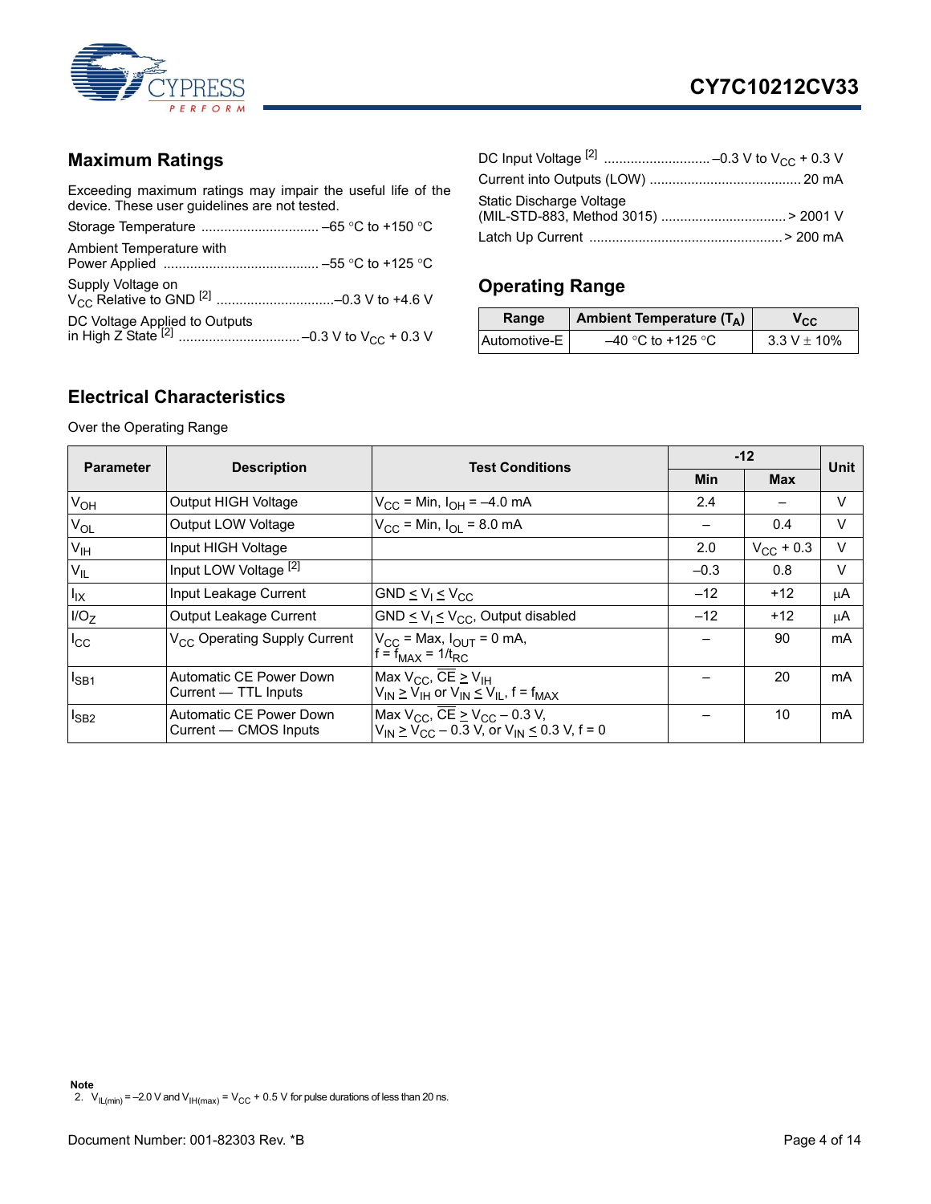## Maximum Ratings

Exceeding maximum ratings may impair the useful life of the device. These user guidelines are not tested.

Storage Temperature ............................... –65 °C to +150 °C

Ambient Temperature with Power Applied ......................................... –55 °C to +125 °C

Supply Voltage on $V_{CC}$ Relative to GND [2] ...............................–0.3 V to +4.6 V

DC Voltage Applied to Outputs in High Z State [2] ............................... –0.3 V to $V_{CC}$ + 0.3 V

DC Input Voltage [2] ........................... –0.3 V to $V_{CC}$ + 0.3 V

Current into Outputs (LOW) ....................................... 20 mA

Static Discharge Voltage (MIL-STD-883, Method 3015) ................................ > 2001 V

Latch Up Current .................................................. > 200 mA

## Operating Range

| Range | Ambient Temperature ($T_A$) | $V_{CC}$ |
|---|---|---|
| Automotive-E | –40 °C to +125 °C | 3.3 V ± 10% |

## Electrical Characteristics

Over the Operating Range

| Parameter | Description | Test Conditions | -12 | | Unit |
|---|---|---|---|---|---|
| | | | Min | Max | |
| $V_{OH}$ | Output HIGH Voltage | $V_{CC}$ = Min, $I_{OH}$ = –4.0 mA | 2.4 | – | V |
| $V_{OL}$ | Output LOW Voltage | $V_{CC}$ = Min, $I_{OL}$ = 8.0 mA | – | 0.4 | V |
| $V_{IH}$ | Input HIGH Voltage | | 2.0 | $V_{CC}$ + 0.3 | V |
| $V_{IL}$ | Input LOW Voltage [2] | | –0.3 | 0.8 | V |
| $I_{IX}$ | Input Leakage Current | GND ≤ $V_I$ ≤ $V_{CC}$ | –12 | +12 | µA |
| $I/O_Z$ | Output Leakage Current | GND ≤ $V_I$ ≤ $V_{CC}$, Output disabled | –12 | +12 | µA |
| $I_{CC}$ | $V_{CC}$ Operating Supply Current | $V_{CC}$ = Max, $I_{OUT}$ = 0 mA, f = $f_{MAX}$ = 1/$t_{RC}$ | – | 90 | mA |
| $I_{SB1}$ | Automatic CE Power Down Current — TTL Inputs | Max $V_{CC}$, $\overline{CE}$ ≥ $V_{IH}$ $V_{IN}$ ≥ $V_{IH}$ or $V_{IN}$ ≤ $V_{IL}$, f = $f_{MAX}$ | – | 20 | mA |
| $I_{SB2}$ | Automatic CE Power Down Current — CMOS Inputs | Max $V_{CC}$, $\overline{CE}$ ≥ $V_{CC}$ – 0.3 V, $V_{IN}$ ≥ $V_{CC}$ – 0.3 V, or $V_{IN}$ ≤ 0.3 V, f = 0 | – | 10 | mA |

**Note**

2. $V_{IL(min)}$ = –2.0 V and $V_{IH(max)}$ = $V_{CC}$ + 0.5 V for pulse durations of less than 20 ns.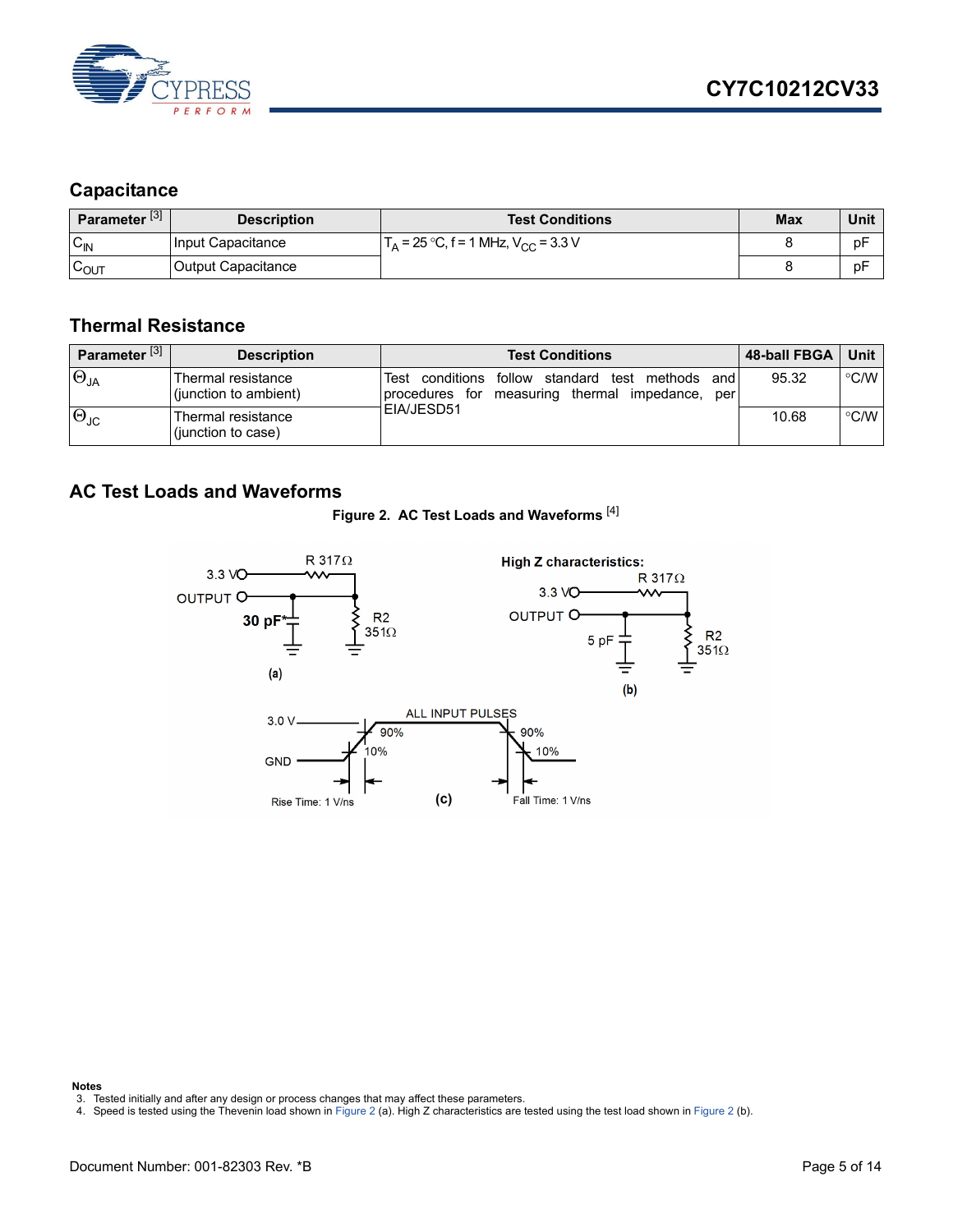## Capacitance

| Parameter [3] | Description | Test Conditions | Max | Unit |
|---|---|---|---|---|
| $C_{IN}$ | Input Capacitance | $T_A$ = 25 °C, f = 1 MHz, $V_{CC}$ = 3.3 V | 8 | pF |
| $C_{OUT}$ | Output Capacitance | | 8 | pF |

## Thermal Resistance

| Parameter [3] | Description | Test Conditions | 48-ball FBGA | Unit |
|---|---|---|---|---|
| $\Theta_{JA}$ | Thermal resistance (junction to ambient) | Test conditions follow standard test methods and procedures for measuring thermal impedance, per EIA/JESD51 | 95.32 | °C/W |
| $\Theta_{JC}$ | Thermal resistance (junction to case) | | 10.68 | °C/W |

## AC Test Loads and Waveforms

**Figure 2. AC Test Loads and Waveforms [4]**

(a) 3.3 V, R 317Ω, OUTPUT, 30 pF*, R2 351Ω

(b) High Z characteristics: 3.3 V, R 317Ω, OUTPUT, 5 pF, R2 351Ω

(c) ALL INPUT PULSES: 3.0 V, GND, 90%, 10%, Rise Time: 1 V/ns, Fall Time: 1 V/ns

**Notes**

3. Tested initially and after any design or process changes that may affect these parameters.
4. Speed is tested using the Thevenin load shown in Figure 2 (a). High Z characteristics are tested using the test load shown in Figure 2 (b).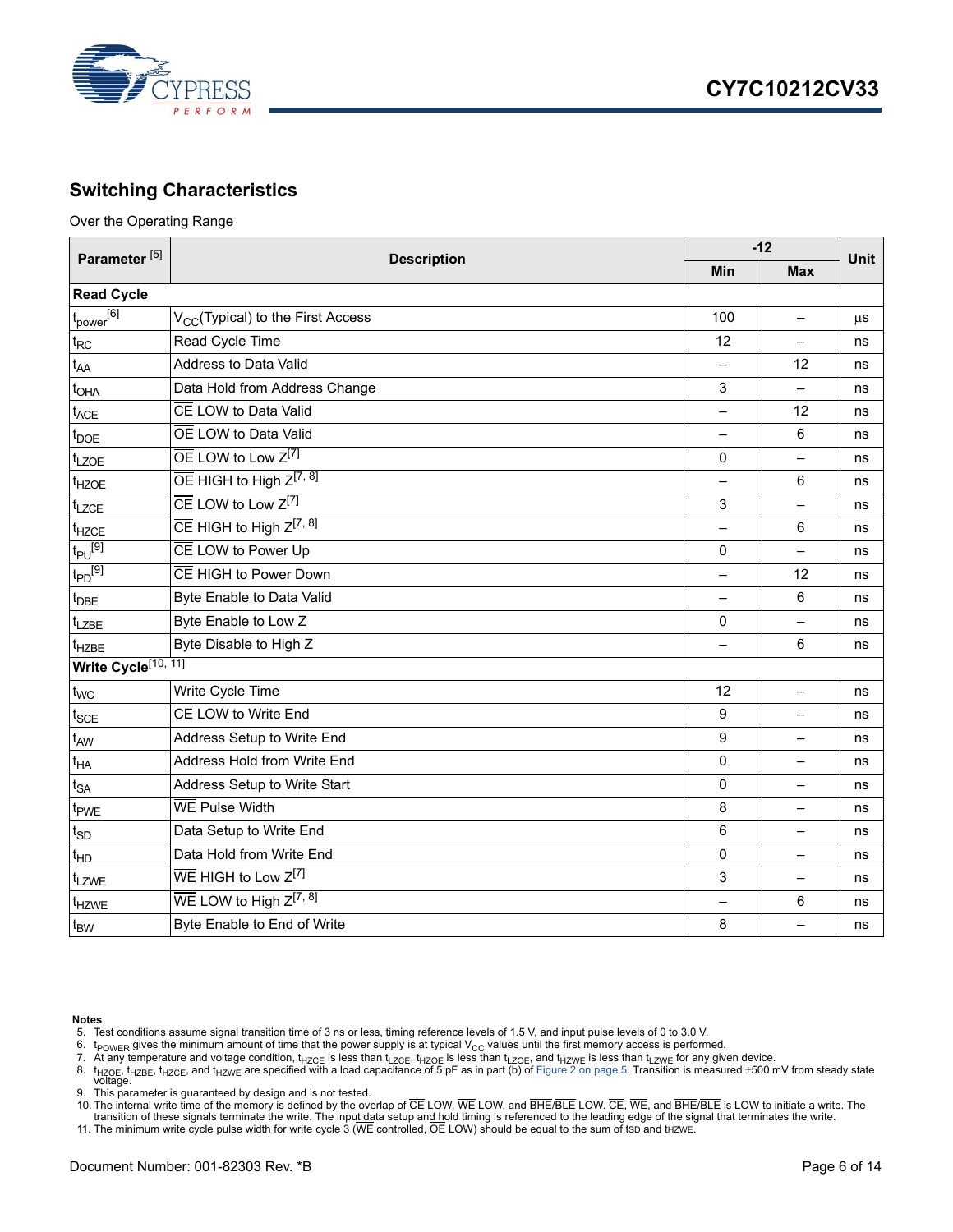## Switching Characteristics

Over the Operating Range

| Parameter [5] | Description | -12 | | Unit |
|---|---|---|---|---|
| | | Min | Max | |
| **Read Cycle** | | | | |
| $t_{power}$[6] | $V_{CC}$(Typical) to the First Access | 100 | – | µs |
| $t_{RC}$ | Read Cycle Time | 12 | – | ns |
| $t_{AA}$ | Address to Data Valid | – | 12 | ns |
| $t_{OHA}$ | Data Hold from Address Change | 3 | – | ns |
| $t_{ACE}$ | $\overline{CE}$ LOW to Data Valid | – | 12 | ns |
| $t_{DOE}$ | $\overline{OE}$ LOW to Data Valid | – | 6 | ns |
| $t_{LZOE}$ | $\overline{OE}$ LOW to Low Z[7] | 0 | – | ns |
| $t_{HZOE}$ | $\overline{OE}$ HIGH to High Z[7, 8] | – | 6 | ns |
| $t_{LZCE}$ | $\overline{CE}$ LOW to Low Z[7] | 3 | – | ns |
| $t_{HZCE}$ | $\overline{CE}$ HIGH to High Z[7, 8] | – | 6 | ns |
| $t_{PU}$[9] | $\overline{CE}$ LOW to Power Up | 0 | – | ns |
| $t_{PD}$[9] | $\overline{CE}$ HIGH to Power Down | – | 12 | ns |
| $t_{DBE}$ | Byte Enable to Data Valid | – | 6 | ns |
| $t_{LZBE}$ | Byte Enable to Low Z | 0 | – | ns |
| $t_{HZBE}$ | Byte Disable to High Z | – | 6 | ns |
| **Write Cycle**[10, 11] | | | | |
| $t_{WC}$ | Write Cycle Time | 12 | – | ns |
| $t_{SCE}$ | $\overline{CE}$ LOW to Write End | 9 | – | ns |
| $t_{AW}$ | Address Setup to Write End | 9 | – | ns |
| $t_{HA}$ | Address Hold from Write End | 0 | – | ns |
| $t_{SA}$ | Address Setup to Write Start | 0 | – | ns |
| $t_{PWE}$ | $\overline{WE}$ Pulse Width | 8 | – | ns |
| $t_{SD}$ | Data Setup to Write End | 6 | – | ns |
| $t_{HD}$ | Data Hold from Write End | 0 | – | ns |
| $t_{LZWE}$ | $\overline{WE}$ HIGH to Low Z[7] | 3 | – | ns |
| $t_{HZWE}$ | $\overline{WE}$ LOW to High Z[7, 8] | – | 6 | ns |
| $t_{BW}$ | Byte Enable to End of Write | 8 | – | ns |

**Notes**

5. Test conditions assume signal transition time of 3 ns or less, timing reference levels of 1.5 V, and input pulse levels of 0 to 3.0 V.
6. $t_{POWER}$ gives the minimum amount of time that the power supply is at typical $V_{CC}$ values until the first memory access is performed.
7. At any temperature and voltage condition, $t_{HZCE}$ is less than $t_{LZCE}$, $t_{HZOE}$ is less than $t_{LZOE}$, and $t_{HZWE}$ is less than $t_{LZWE}$ for any given device.
8. $t_{HZOE}$, $t_{HZBE}$, $t_{HZCE}$, and $t_{HZWE}$ are specified with a load capacitance of 5 pF as in part (b) of Figure 2 on page 5. Transition is measured ±500 mV from steady state voltage.
9. This parameter is guaranteed by design and is not tested.
10. The internal write time of the memory is defined by the overlap of $\overline{CE}$ LOW, $\overline{WE}$ LOW, and $\overline{BHE}$/$\overline{BLE}$ LOW. $\overline{CE}$, $\overline{WE}$, and $\overline{BHE}$/$\overline{BLE}$ is LOW to initiate a write. The transition of these signals terminate the write. The input data setup and hold timing is referenced to the leading edge of the signal that terminates the write.
11. The minimum write cycle pulse width for write cycle 3 ($\overline{WE}$ controlled, $\overline{OE}$ LOW) should be equal to the sum of tSD and tHZWE.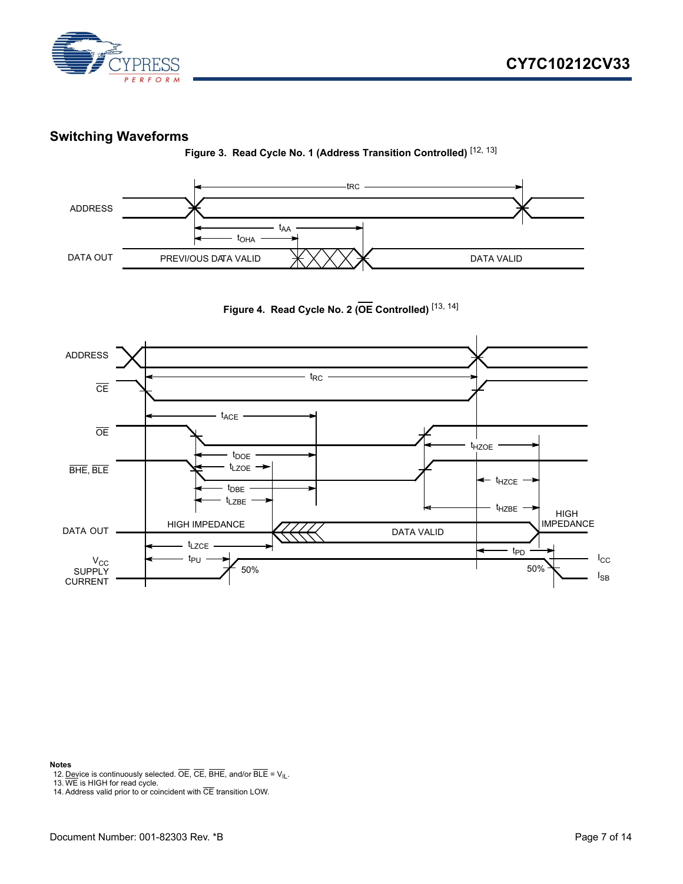## Switching Waveforms

**Figure 3. Read Cycle No. 1 (Address Transition Controlled)** [12, 13]

**Figure 4. Read Cycle No. 2 ($\overline{OE}$ Controlled)** [13, 14]

**Notes**

12. Device is continuously selected. $\overline{OE}$, $\overline{CE}$, $\overline{BHE}$, and/or $\overline{BLE}$ = $V_{IL}$.
13. $\overline{WE}$ is HIGH for read cycle.
14. Address valid prior to or coincident with $\overline{CE}$ transition LOW.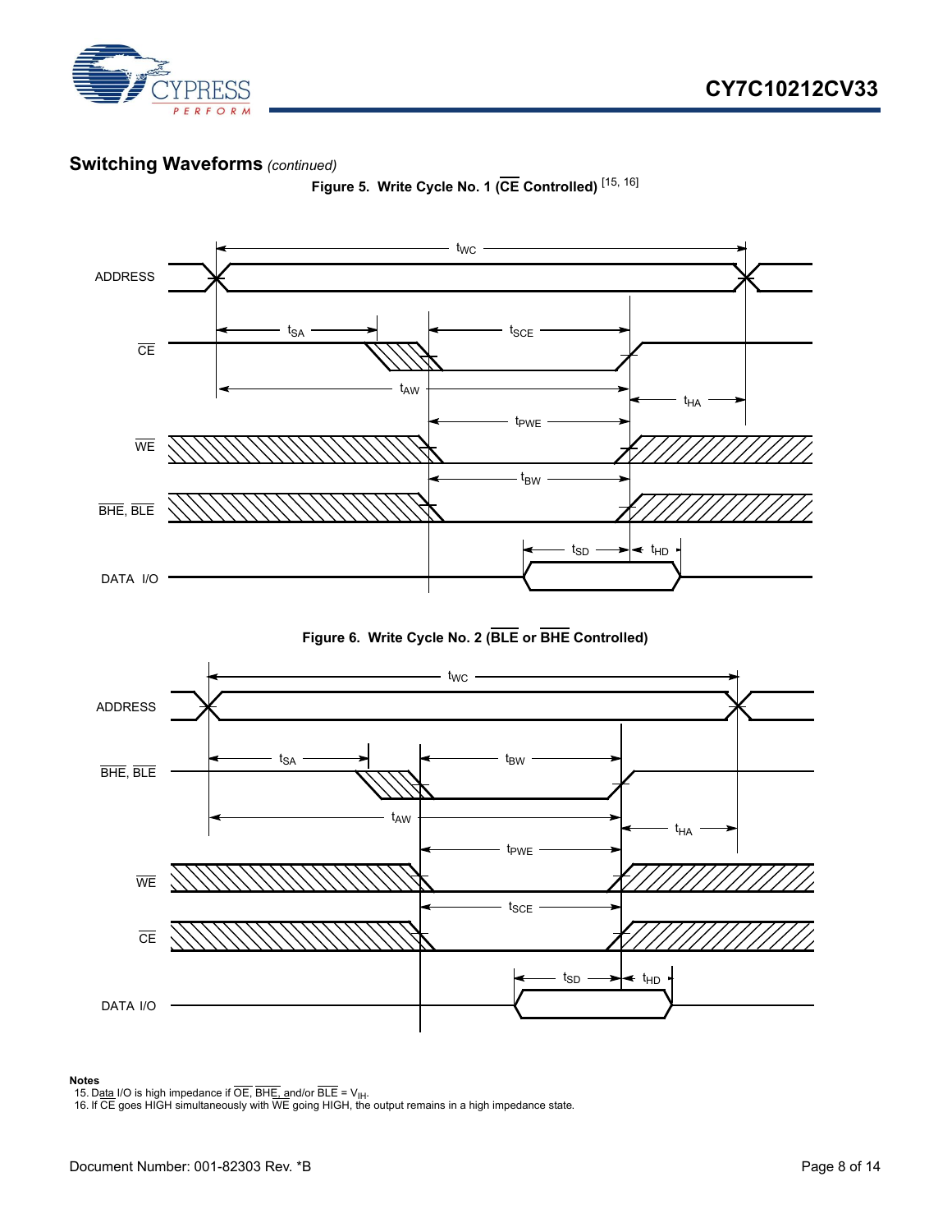## Switching Waveforms *(continued)*

**Figure 5. Write Cycle No. 1 ($\overline{CE}$ Controlled)** [15, 16]

**Figure 6. Write Cycle No. 2 ($\overline{BLE}$ or $\overline{BHE}$ Controlled)**

**Notes**

15. Data I/O is high impedance if $\overline{OE}$, $\overline{BHE}$, and/or $\overline{BLE}$ = $V_{IH}$.
16. If $\overline{CE}$ goes HIGH simultaneously with $\overline{WE}$ going HIGH, the output remains in a high impedance state.

Document Number: 001-82303 Rev. *B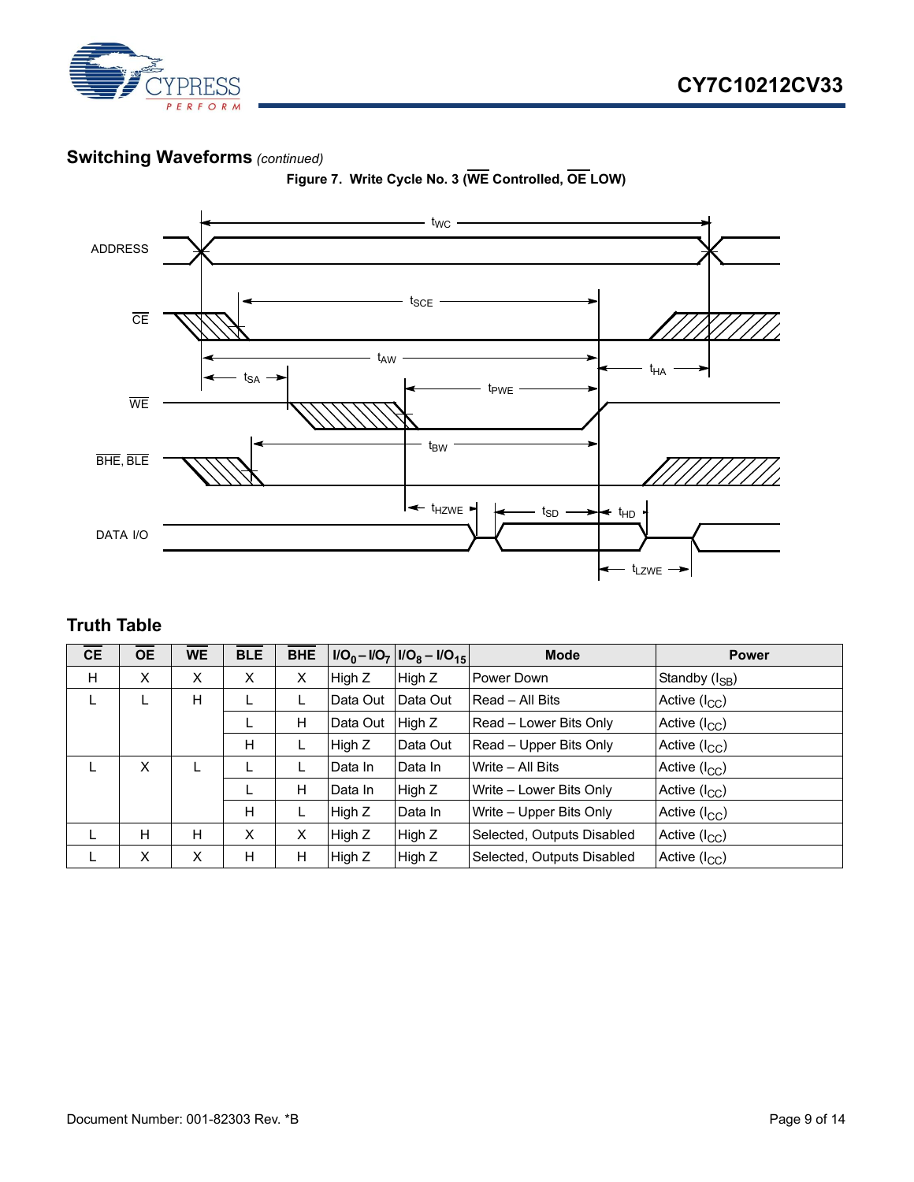## Switching Waveforms *(continued)*

**Figure 7. Write Cycle No. 3 ($\overline{WE}$ Controlled, $\overline{OE}$ LOW)**

## Truth Table

| $\overline{CE}$ | $\overline{OE}$ | $\overline{WE}$ | $\overline{BLE}$ | $\overline{BHE}$ | $I/O_0 – I/O_7$ | $I/O_8 – I/O_{15}$ | Mode | Power |
|---|---|---|---|---|---|---|---|---|
| H | X | X | X | X | High Z | High Z | Power Down | Standby ($I_{SB}$) |
| L | L | H | L | L | Data Out | Data Out | Read – All Bits | Active ($I_{CC}$) |
| | | | L | H | Data Out | High Z | Read – Lower Bits Only | Active ($I_{CC}$) |
| | | | H | L | High Z | Data Out | Read – Upper Bits Only | Active ($I_{CC}$) |
| L | X | L | L | L | Data In | Data In | Write – All Bits | Active ($I_{CC}$) |
| | | | L | H | Data In | High Z | Write – Lower Bits Only | Active ($I_{CC}$) |
| | | | H | L | High Z | Data In | Write – Upper Bits Only | Active ($I_{CC}$) |
| L | H | H | X | X | High Z | High Z | Selected, Outputs Disabled | Active ($I_{CC}$) |
| L | X | X | H | H | High Z | High Z | Selected, Outputs Disabled | Active ($I_{CC}$) |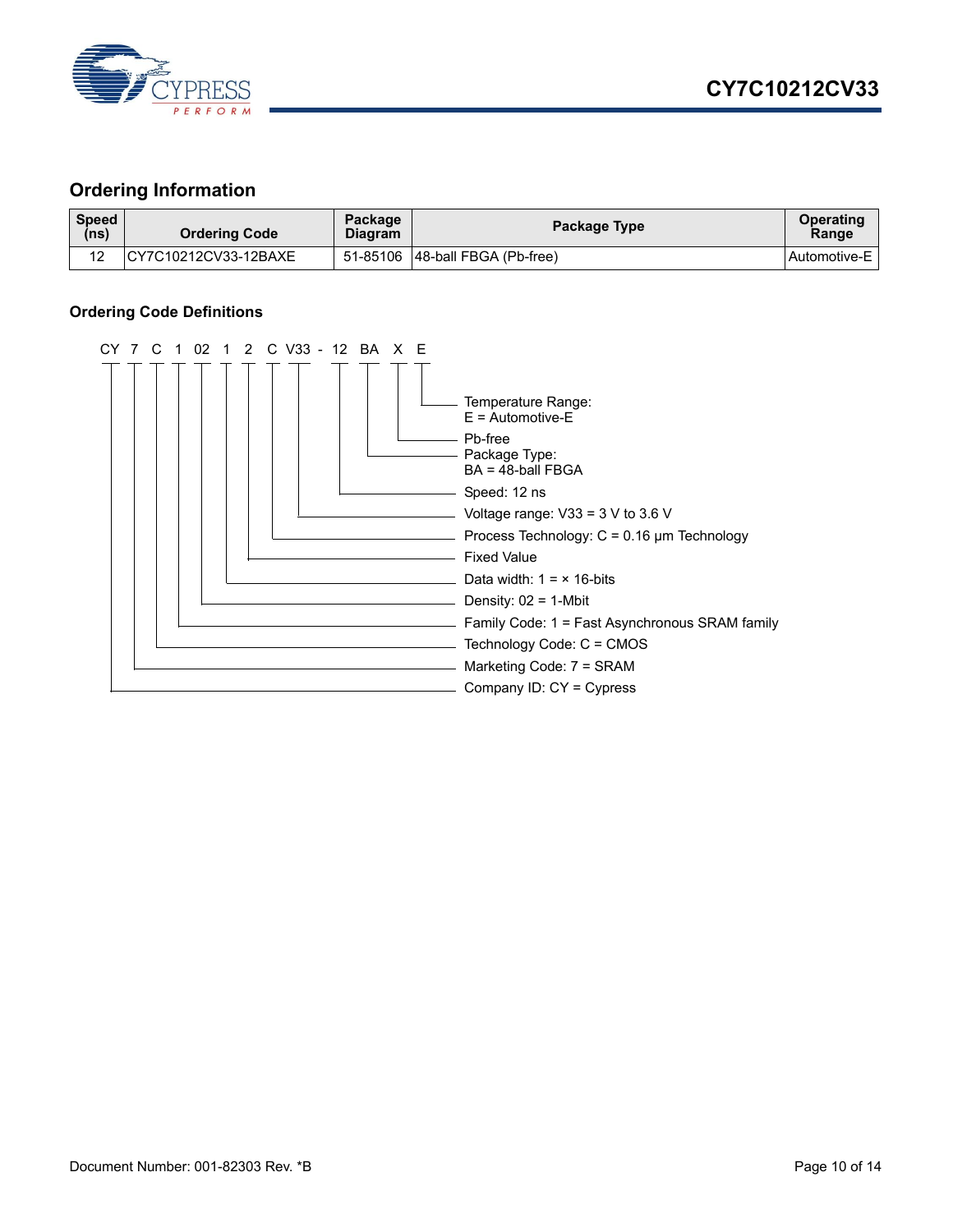## Ordering Information

| Speed (ns) | Ordering Code | Package Diagram | Package Type | Operating Range |
|---|---|---|---|---|
| 12 | CY7C10212CV33-12BAXE | 51-85106 | 48-ball FBGA (Pb-free) | Automotive-E |

### Ordering Code Definitions

CY 7 C 1 02 1 2 C V33 - 12 BA X E

- E: Temperature Range: E = Automotive-E
- X: Pb-free
- BA: Package Type: BA = 48-ball FBGA
- 12: Speed: 12 ns
- V33: Voltage range: V33 = 3 V to 3.6 V
- C: Process Technology: C = 0.16 µm Technology
- 2: Fixed Value
- 1: Data width: 1 = × 16-bits
- 02: Density: 02 = 1-Mbit
- 1: Family Code: 1 = Fast Asynchronous SRAM family
- C: Technology Code: C = CMOS
- 7: Marketing Code: 7 = SRAM
- CY: Company ID: CY = Cypress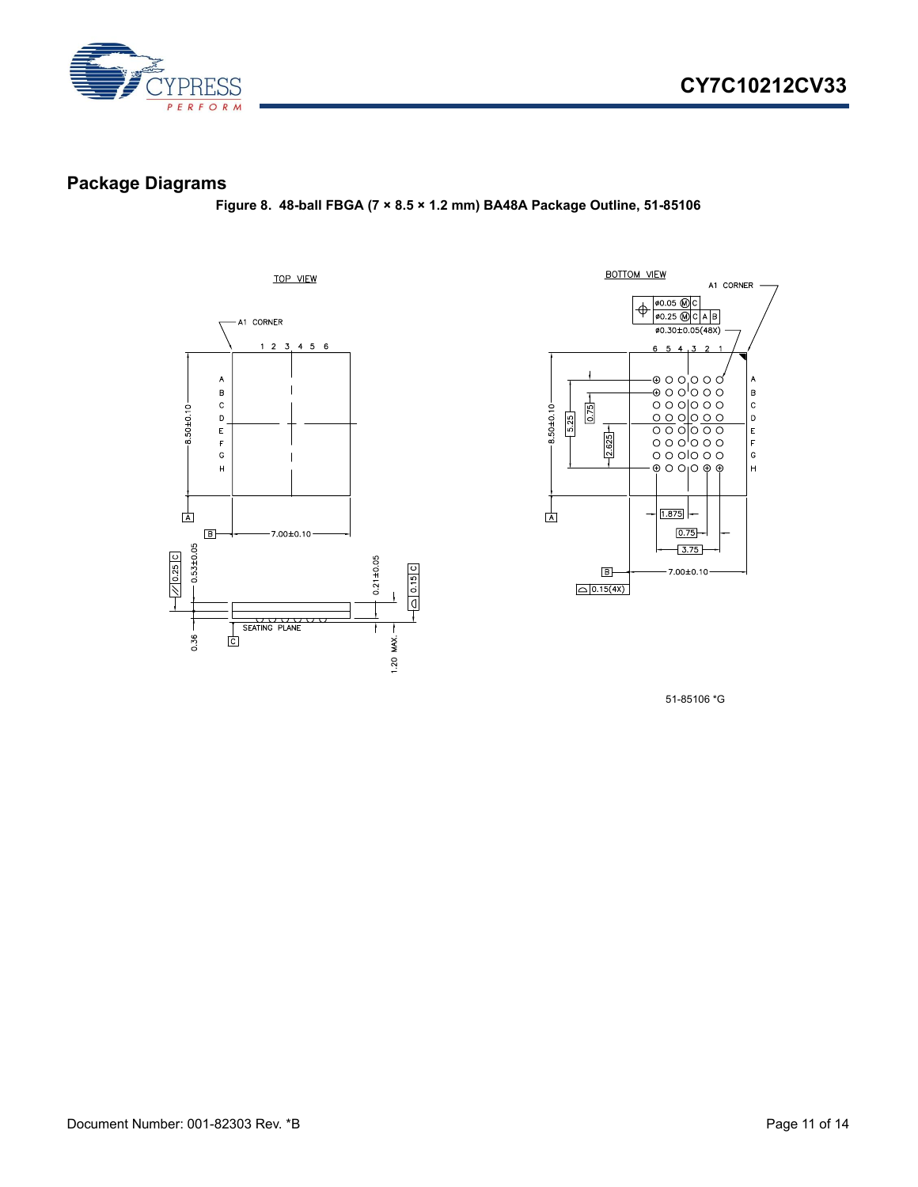## Package Diagrams

**Figure 8. 48-ball FBGA (7 × 8.5 × 1.2 mm) BA48A Package Outline, 51-85106**

TOP VIEW

A1 CORNER

1 2 3 4 5 6

A B C D E F G H

8.50±0.10

7.00±0.10

0.25 C

0.53±0.05

0.21±0.05

0.15 C

0.36

SEATING PLANE

1.20 MAX.

BOTTOM VIEW

A1 CORNER

Ø0.05 Ⓜ C

Ø0.25 Ⓜ C A B

Ø0.30±0.05(48X)

6 5 4 3 2 1

A B C D E F G H

8.50±0.10

5.25

0.75

2.625

1.875

0.75

3.75

7.00±0.10

0.15(4X)

51-85106 *G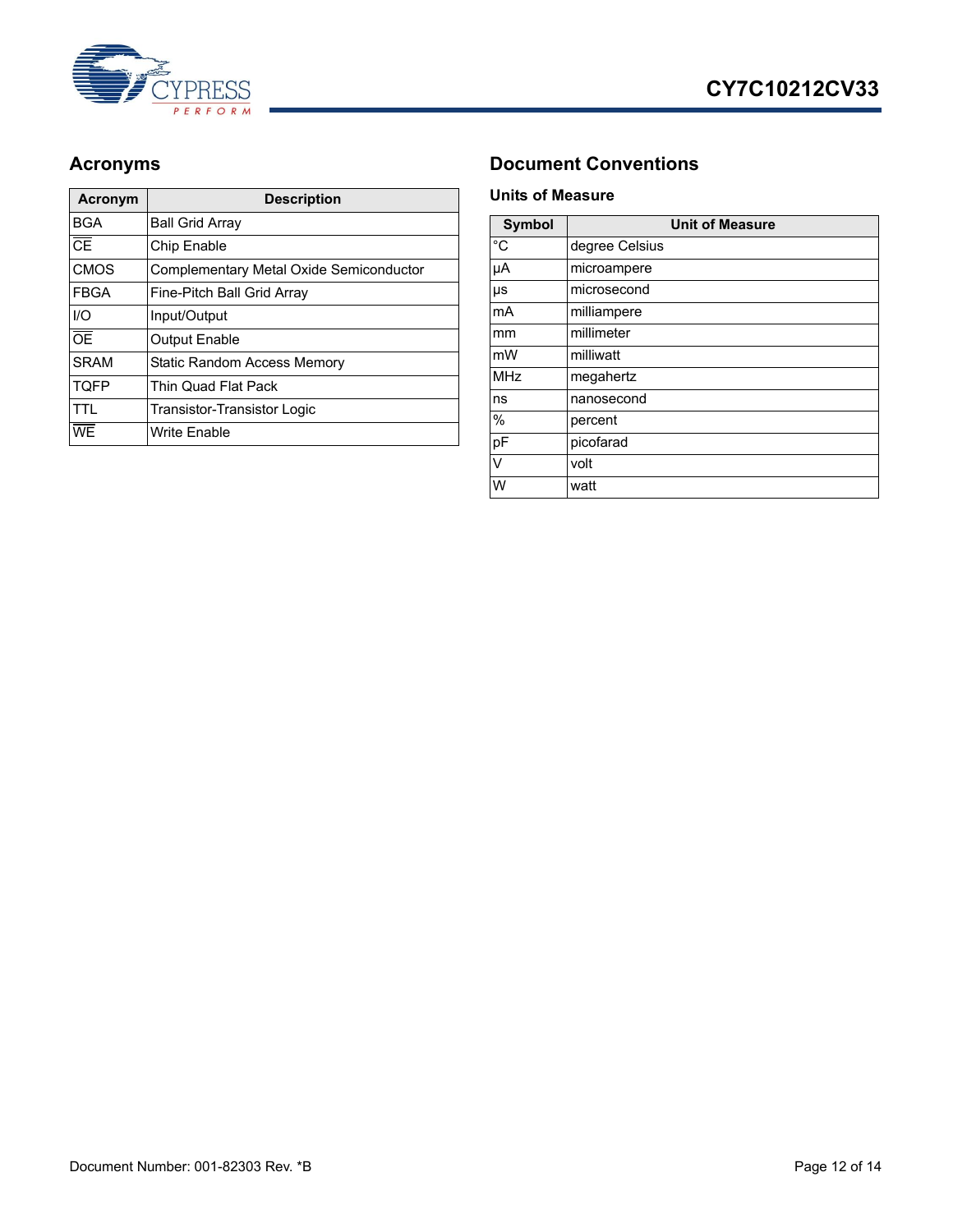## Acronyms

| Acronym | Description |
|---|---|
| BGA | Ball Grid Array |
| $\overline{CE}$ | Chip Enable |
| CMOS | Complementary Metal Oxide Semiconductor |
| FBGA | Fine-Pitch Ball Grid Array |
| I/O | Input/Output |
| $\overline{OE}$ | Output Enable |
| SRAM | Static Random Access Memory |
| TQFP | Thin Quad Flat Pack |
| TTL | Transistor-Transistor Logic |
| $\overline{WE}$ | Write Enable |

## Document Conventions

### Units of Measure

| Symbol | Unit of Measure |
|---|---|
| °C | degree Celsius |
| µA | microampere |
| µs | microsecond |
| mA | milliampere |
| mm | millimeter |
| mW | milliwatt |
| MHz | megahertz |
| ns | nanosecond |
| % | percent |
| pF | picofarad |
| V | volt |
| W | watt |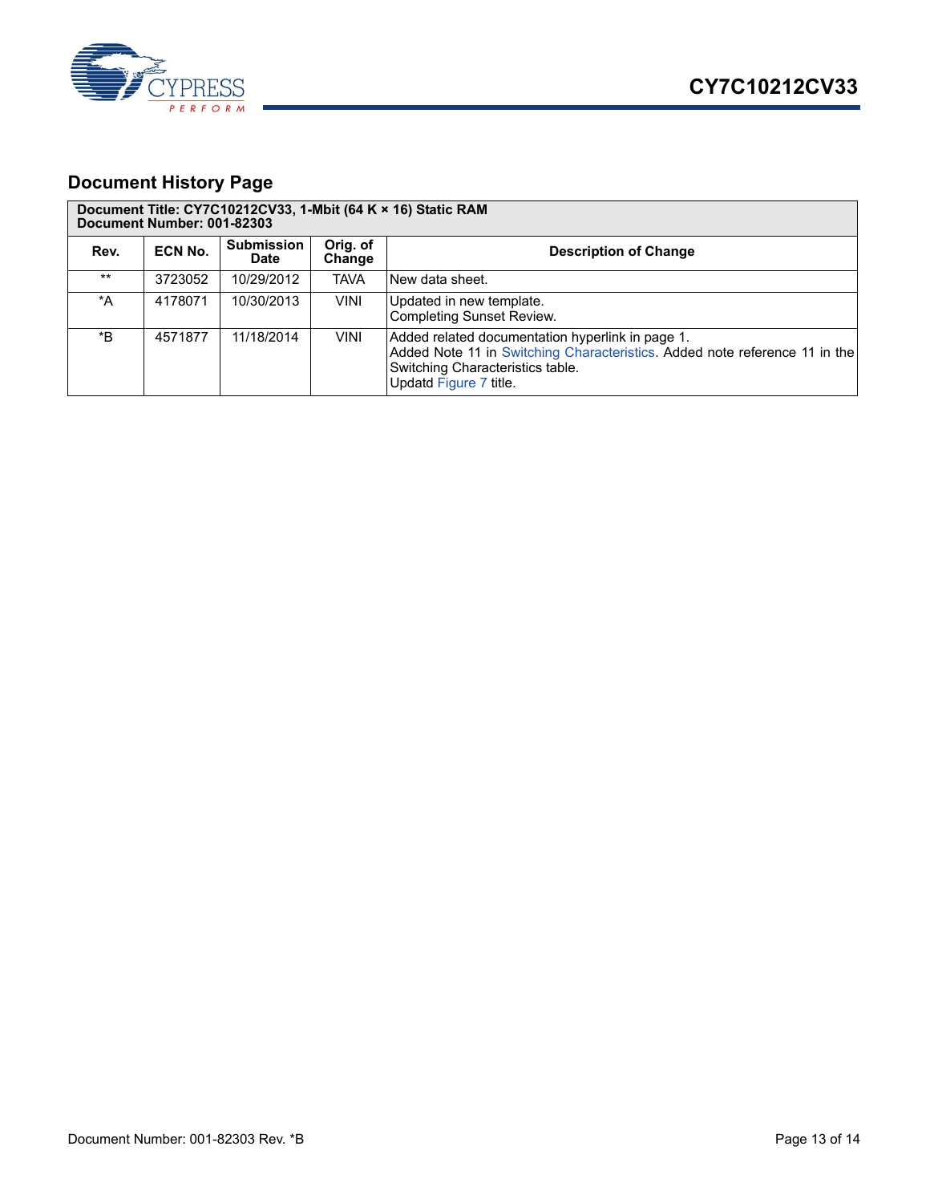## Document History Page

| Document Title: CY7C10212CV33, 1-Mbit (64 K × 16) Static RAM<br>Document Number: 001-82303 | | | | |
|---|---|---|---|---|
| **Rev.** | **ECN No.** | **Submission Date** | **Orig. of Change** | **Description of Change** |
| ** | 3723052 | 10/29/2012 | TAVA | New data sheet. |
| *A | 4178071 | 10/30/2013 | VINI | Updated in new template.<br>Completing Sunset Review. |
| *B | 4571877 | 11/18/2014 | VINI | Added related documentation hyperlink in page 1.<br>Added Note 11 in Switching Characteristics. Added note reference 11 in the Switching Characteristics table.<br>Updatd Figure 7 title. |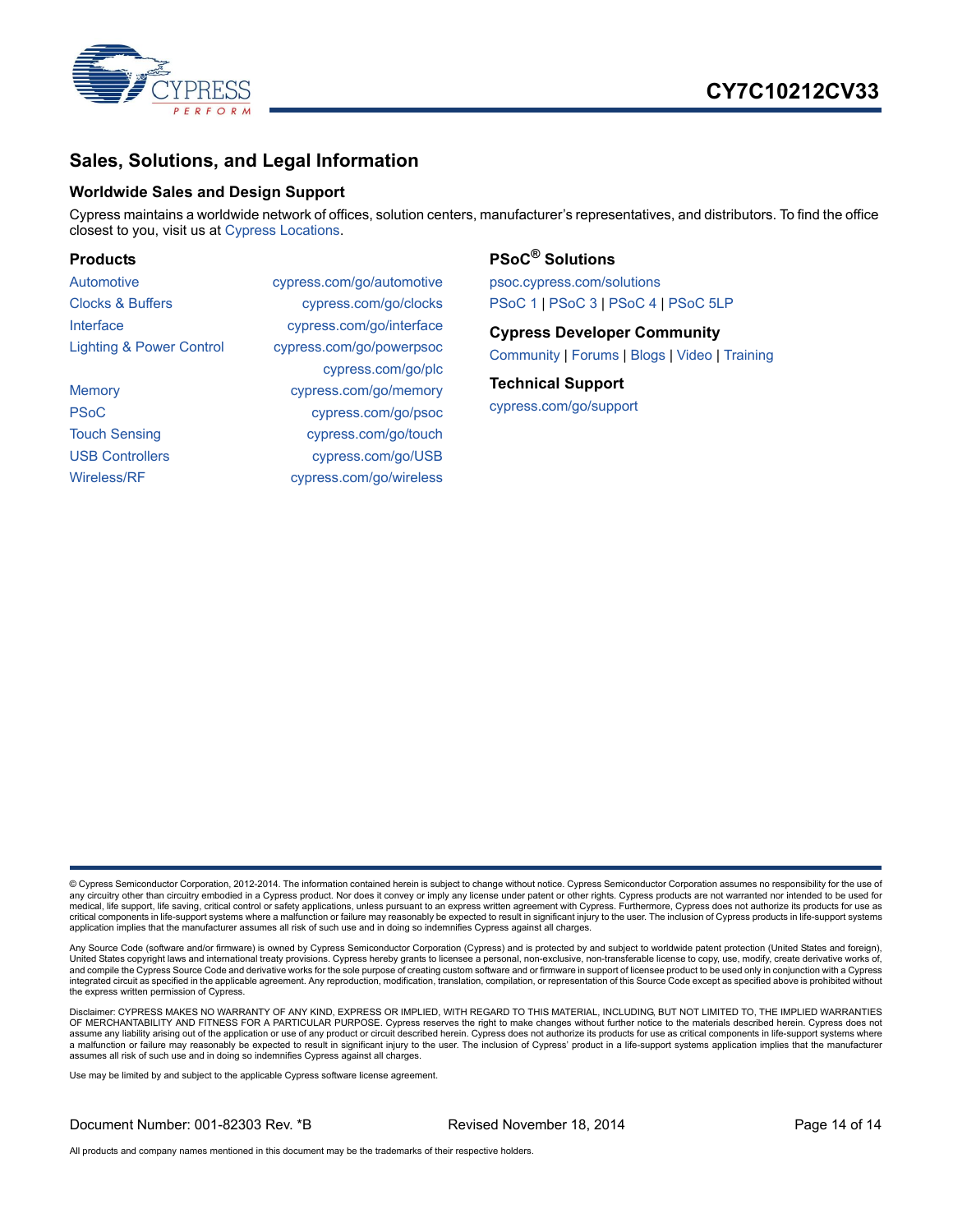## Sales, Solutions, and Legal Information

### Worldwide Sales and Design Support

Cypress maintains a worldwide network of offices, solution centers, manufacturer's representatives, and distributors. To find the office closest to you, visit us at Cypress Locations.

### Products

| | |
|---|---|
| Automotive | cypress.com/go/automotive |
| Clocks & Buffers | cypress.com/go/clocks |
| Interface | cypress.com/go/interface |
| Lighting & Power Control | cypress.com/go/powerpsoc |
| | cypress.com/go/plc |
| Memory | cypress.com/go/memory |
| PSoC | cypress.com/go/psoc |
| Touch Sensing | cypress.com/go/touch |
| USB Controllers | cypress.com/go/USB |
| Wireless/RF | cypress.com/go/wireless |

### PSoC® Solutions

psoc.cypress.com/solutions

PSoC 1 | PSoC 3 | PSoC 4 | PSoC 5LP

### Cypress Developer Community

Community | Forums | Blogs | Video | Training

### Technical Support

cypress.com/go/support

© Cypress Semiconductor Corporation, 2012-2014. The information contained herein is subject to change without notice. Cypress Semiconductor Corporation assumes no responsibility for the use of any circuitry other than circuitry embodied in a Cypress product. Nor does it convey or imply any license under patent or other rights. Cypress products are not warranted nor intended to be used for medical, life support, life saving, critical control or safety applications, unless pursuant to an express written agreement with Cypress. Furthermore, Cypress does not authorize its products for use as critical components in life-support systems where a malfunction or failure may reasonably be expected to result in significant injury to the user. The inclusion of Cypress products in life-support systems application implies that the manufacturer assumes all risk of such use and in doing so indemnifies Cypress against all charges.

Any Source Code (software and/or firmware) is owned by Cypress Semiconductor Corporation (Cypress) and is protected by and subject to worldwide patent protection (United States and foreign), United States copyright laws and international treaty provisions. Cypress hereby grants to licensee a personal, non-exclusive, non-transferable license to copy, use, modify, create derivative works of, and compile the Cypress Source Code and derivative works for the sole purpose of creating custom software and or firmware in support of licensee product to be used only in conjunction with a Cypress integrated circuit as specified in the applicable agreement. Any reproduction, modification, translation, compilation, or representation of this Source Code except as specified above is prohibited without the express written permission of Cypress.

Disclaimer: CYPRESS MAKES NO WARRANTY OF ANY KIND, EXPRESS OR IMPLIED, WITH REGARD TO THIS MATERIAL, INCLUDING, BUT NOT LIMITED TO, THE IMPLIED WARRANTIES OF MERCHANTABILITY AND FITNESS FOR A PARTICULAR PURPOSE. Cypress reserves the right to make changes without further notice to the materials described herein. Cypress does not assume any liability arising out of the application or use of any product or circuit described herein. Cypress does not authorize its products for use as critical components in life-support systems where a malfunction or failure may reasonably be expected to result in significant injury to the user. The inclusion of Cypress' product in a life-support systems application implies that the manufacturer assumes all risk of such use and in doing so indemnifies Cypress against all charges.

Use may be limited by and subject to the applicable Cypress software license agreement.

Document Number: 001-82303 Rev. *B Revised November 18, 2014

All products and company names mentioned in this document may be the trademarks of their respective holders.